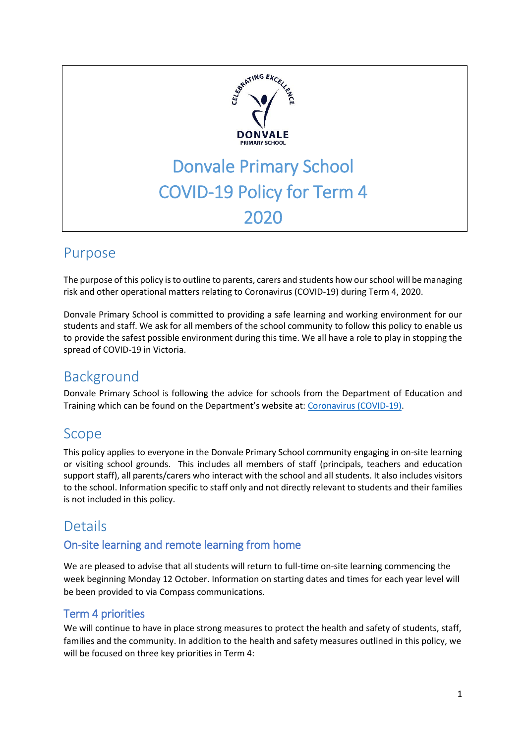# Donvale Primary School COVID-19 Policy for Term 4 2020

## Purpose

The purpose of this policy is to outline to parents, carers and students how our school will be managing risk and other operational matters relating to Coronavirus (COVID-19) during Term 4, 2020.

Donvale Primary School is committed to providing a safe learning and working environment for our students and staff. We ask for all members of the school community to follow this policy to enable us to provide the safest possible environment during this time. We all have a role to play in stopping the spread of COVID-19 in Victoria.

## Background

Donvale Primary School is following the advice for schools from the Department of Education and Training which can be found on the Department's website at: [Coronavirus (COVID-19)](Coronavirus (COVID-19)).

## Scope

This policy applies to everyone in the Donvale Primary School community engaging in on-site learning or visiting school grounds. This includes all members of staff (principals, teachers and education support staff), all parents/carers who interact with the school and all students. It also includes visitors to the school. Information specific to staff only and not directly relevant to students and their families is not included in this policy.

## Details

### On-site learning and remote learning from home

We are pleased to advise that all students will return to full-time on-site learning commencing the week beginning Monday 12 October. Information on starting dates and times for each year level will be been provided to via Compass communications.

### Term 4 priorities

We will continue to have in place strong measures to protect the health and safety of students, staff, families and the community. In addition to the health and safety measures outlined in this policy, we will be focused on three key priorities in Term 4: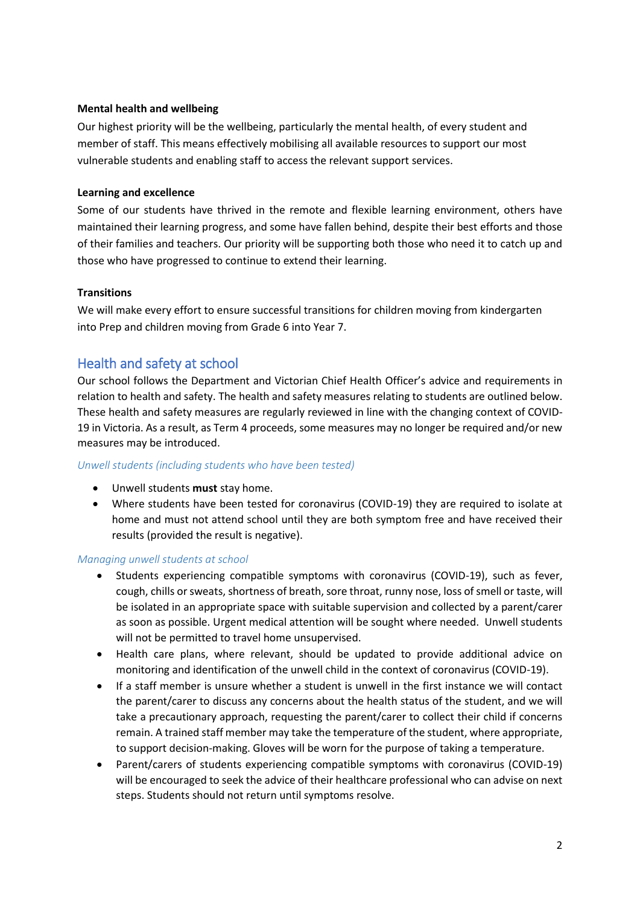### Mental health and wellbeing

Our highest priority will be the wellbeing, particularly the mental health, of every student and member of staff. This means effectively mobilising all available resources to support our most vulnerable students and enabling staff to access the relevant support services.

### Learning and excellence

Some of our students have thrived in the remote and flexible learning environment, others have maintained their learning progress, and some have fallen behind, despite their best efforts and those of their families and teachers. Our priority will be supporting both those who need it to catch up and those who have progressed to continue to extend their learning.

### Transitions

We will make every effort to ensure successful transitions for children moving from kindergarten into Prep and children moving from Grade 6 into Year 7.

## Health and safety at school

Our school follows the Department and Victorian Chief Health Officer's advice and requirements in relation to health and safety. The health and safety measures relating to students are outlined below. These health and safety measures are regularly reviewed in line with the changing context of COVID-19 in Victoria. As a result, as Term 4 proceeds, some measures may no longer be required and/or new measures may be introduced.

*Unwell students (including students who have been tested)*

- Unwell students **must** stay home.
- Where students have been tested for coronavirus (COVID-19) they are required to isolate at home and must not attend school until they are both symptom free and have received their results (provided the result is negative).

*Managing unwell students at school*

- Students experiencing compatible symptoms with coronavirus (COVID-19), such as fever, cough, chills or sweats, shortness of breath, sore throat, runny nose, loss of smell or taste, will be isolated in an appropriate space with suitable supervision and collected by a parent/carer as soon as possible. Urgent medical attention will be sought where needed. Unwell students will not be permitted to travel home unsupervised.
- Health care plans, where relevant, should be updated to provide additional advice on monitoring and identification of the unwell child in the context of coronavirus (COVID-19).
- If a staff member is unsure whether a student is unwell in the first instance we will contact the parent/carer to discuss any concerns about the health status of the student, and we will take a precautionary approach, requesting the parent/carer to collect their child if concerns remain. A trained staff member may take the temperature of the student, where appropriate, to support decision-making. Gloves will be worn for the purpose of taking a temperature.
- Parent/carers of students experiencing compatible symptoms with coronavirus (COVID-19) will be encouraged to seek the advice of their healthcare professional who can advise on next steps. Students should not return until symptoms resolve.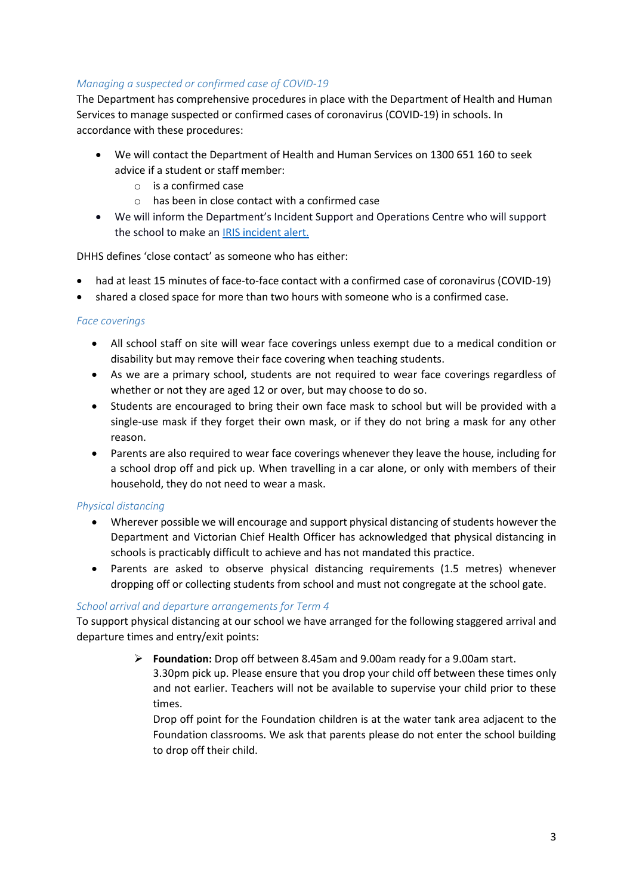### *Managing a suspected or confirmed case of COVID-19*

The Department has comprehensive procedures in place with the Department of Health and Human Services to manage suspected or confirmed cases of coronavirus (COVID-19) in schools. In accordance with these procedures:

- We will contact the Department of Health and Human Services on 1300 651 160 to seek advice if a student or staff member:
  - is a confirmed case
  - has been in close contact with a confirmed case
- We will inform the Department's Incident Support and Operations Centre who will support the school to make an [IRIS incident alert.](#)

DHHS defines 'close contact' as someone who has either:

- had at least 15 minutes of face-to-face contact with a confirmed case of coronavirus (COVID-19)
- shared a closed space for more than two hours with someone who is a confirmed case.

### *Face coverings*

- All school staff on site will wear face coverings unless exempt due to a medical condition or disability but may remove their face covering when teaching students.
- As we are a primary school, students are not required to wear face coverings regardless of whether or not they are aged 12 or over, but may choose to do so.
- Students are encouraged to bring their own face mask to school but will be provided with a single-use mask if they forget their own mask, or if they do not bring a mask for any other reason.
- Parents are also required to wear face coverings whenever they leave the house, including for a school drop off and pick up. When travelling in a car alone, or only with members of their household, they do not need to wear a mask.

### *Physical distancing*

- Wherever possible we will encourage and support physical distancing of students however the Department and Victorian Chief Health Officer has acknowledged that physical distancing in schools is practicably difficult to achieve and has not mandated this practice.
- Parents are asked to observe physical distancing requirements (1.5 metres) whenever dropping off or collecting students from school and must not congregate at the school gate.

### *School arrival and departure arrangements for Term 4*

To support physical distancing at our school we have arranged for the following staggered arrival and departure times and entry/exit points:

- **Foundation:** Drop off between 8.45am and 9.00am ready for a 9.00am start. 3.30pm pick up. Please ensure that you drop your child off between these times only and not earlier. Teachers will not be available to supervise your child prior to these times.
  Drop off point for the Foundation children is at the water tank area adjacent to the Foundation classrooms. We ask that parents please do not enter the school building to drop off their child.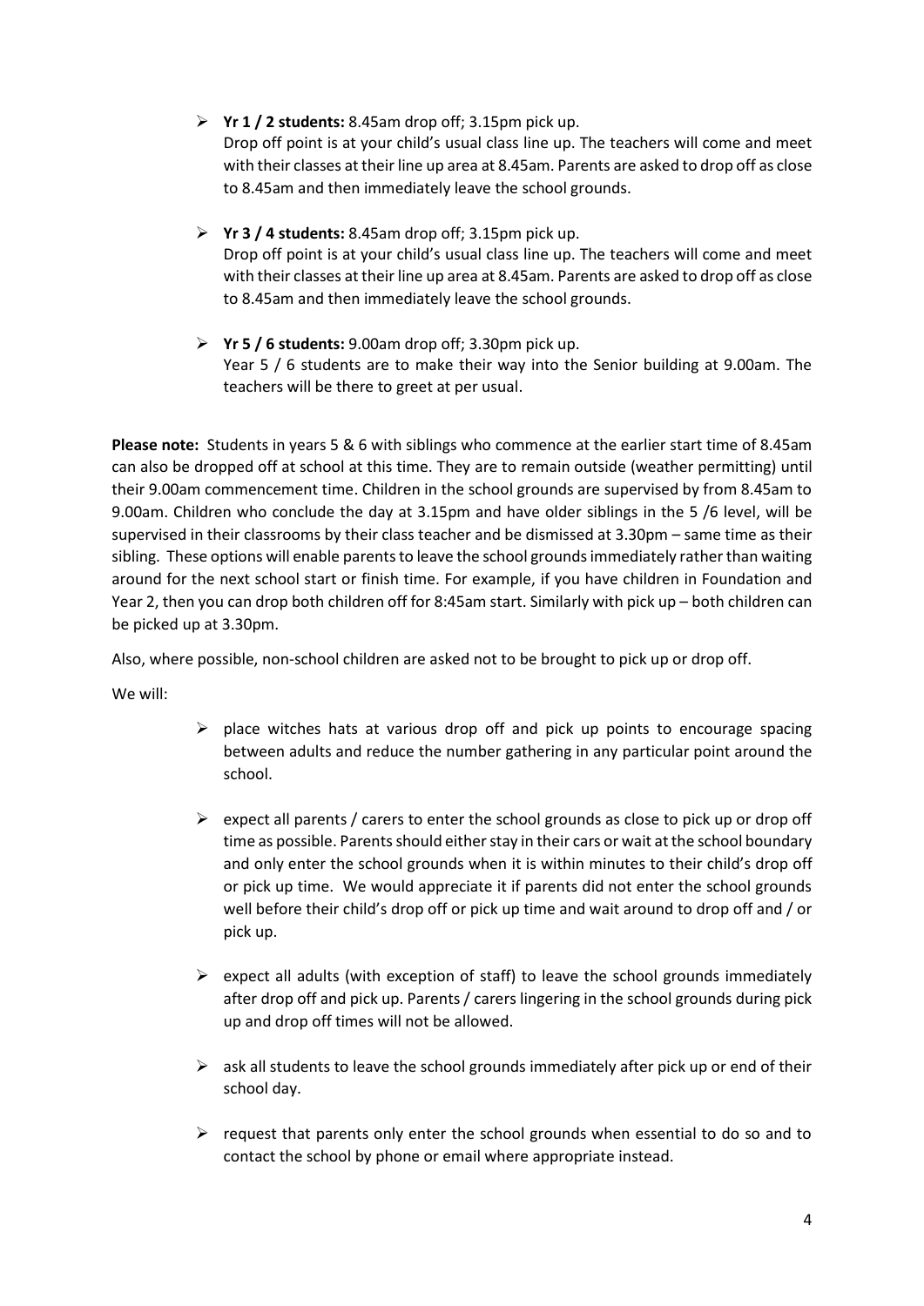- **Yr 1 / 2 students:** 8.45am drop off; 3.15pm pick up.
  Drop off point is at your child's usual class line up. The teachers will come and meet with their classes at their line up area at 8.45am. Parents are asked to drop off as close to 8.45am and then immediately leave the school grounds.

- **Yr 3 / 4 students:** 8.45am drop off; 3.15pm pick up.
  Drop off point is at your child's usual class line up. The teachers will come and meet with their classes at their line up area at 8.45am. Parents are asked to drop off as close to 8.45am and then immediately leave the school grounds.

- **Yr 5 / 6 students:** 9.00am drop off; 3.30pm pick up.
  Year 5 / 6 students are to make their way into the Senior building at 9.00am. The teachers will be there to greet at per usual.

**Please note:** Students in years 5 & 6 with siblings who commence at the earlier start time of 8.45am can also be dropped off at school at this time. They are to remain outside (weather permitting) until their 9.00am commencement time. Children in the school grounds are supervised by from 8.45am to 9.00am. Children who conclude the day at 3.15pm and have older siblings in the 5 /6 level, will be supervised in their classrooms by their class teacher and be dismissed at 3.30pm – same time as their sibling. These options will enable parents to leave the school grounds immediately rather than waiting around for the next school start or finish time. For example, if you have children in Foundation and Year 2, then you can drop both children off for 8:45am start. Similarly with pick up – both children can be picked up at 3.30pm.

Also, where possible, non-school children are asked not to be brought to pick up or drop off.

We will:

- place witches hats at various drop off and pick up points to encourage spacing between adults and reduce the number gathering in any particular point around the school.

- expect all parents / carers to enter the school grounds as close to pick up or drop off time as possible. Parents should either stay in their cars or wait at the school boundary and only enter the school grounds when it is within minutes to their child's drop off or pick up time. We would appreciate it if parents did not enter the school grounds well before their child's drop off or pick up time and wait around to drop off and / or pick up.

- expect all adults (with exception of staff) to leave the school grounds immediately after drop off and pick up. Parents / carers lingering in the school grounds during pick up and drop off times will not be allowed.

- ask all students to leave the school grounds immediately after pick up or end of their school day.

- request that parents only enter the school grounds when essential to do so and to contact the school by phone or email where appropriate instead.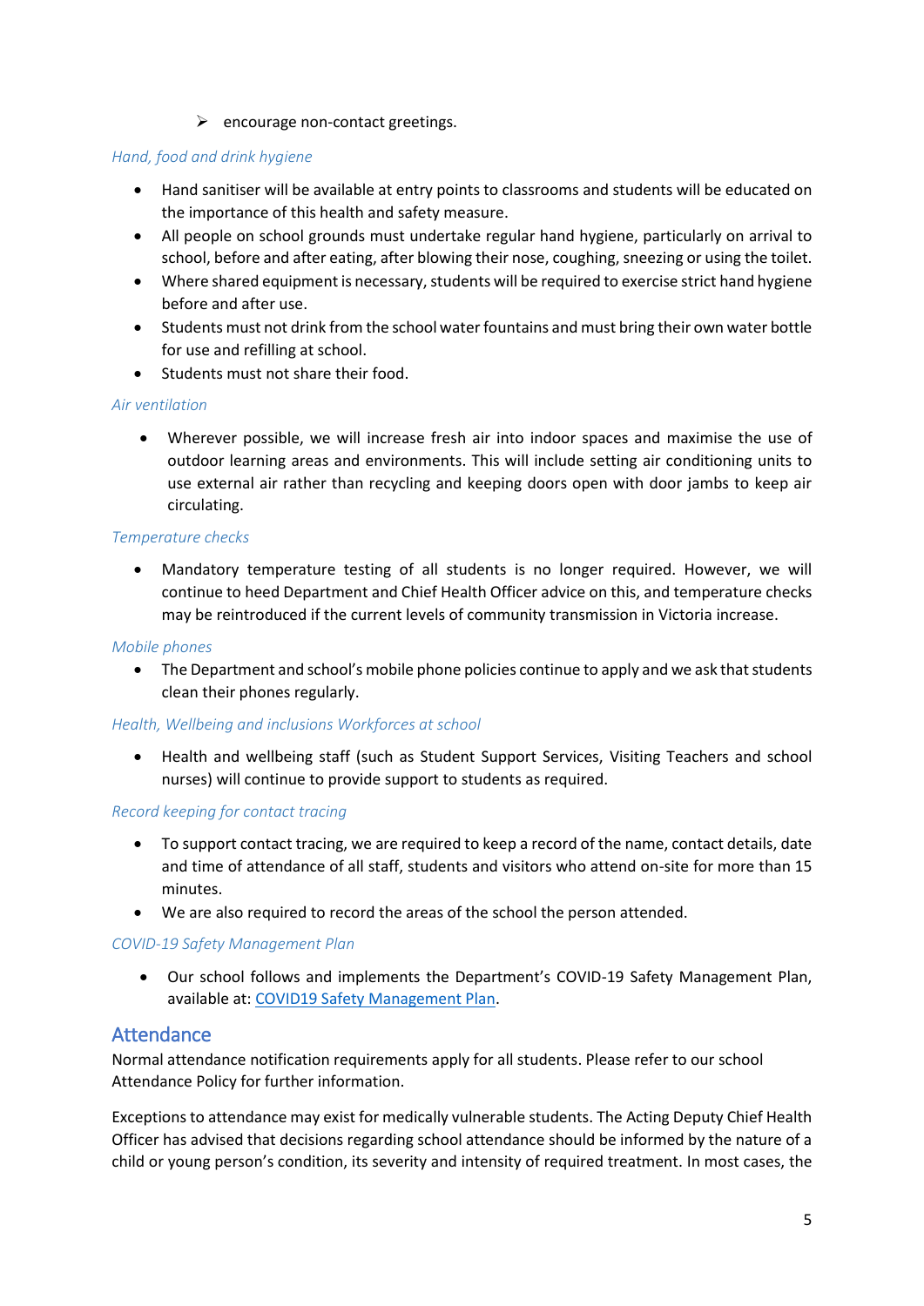- encourage non-contact greetings.

*Hand, food and drink hygiene*

- Hand sanitiser will be available at entry points to classrooms and students will be educated on the importance of this health and safety measure.
- All people on school grounds must undertake regular hand hygiene, particularly on arrival to school, before and after eating, after blowing their nose, coughing, sneezing or using the toilet.
- Where shared equipment is necessary, students will be required to exercise strict hand hygiene before and after use.
- Students must not drink from the school water fountains and must bring their own water bottle for use and refilling at school.
- Students must not share their food.

*Air ventilation*

- Wherever possible, we will increase fresh air into indoor spaces and maximise the use of outdoor learning areas and environments. This will include setting air conditioning units to use external air rather than recycling and keeping doors open with door jambs to keep air circulating.

*Temperature checks*

- Mandatory temperature testing of all students is no longer required. However, we will continue to heed Department and Chief Health Officer advice on this, and temperature checks may be reintroduced if the current levels of community transmission in Victoria increase.

*Mobile phones*

- The Department and school's mobile phone policies continue to apply and we ask that students clean their phones regularly.

*Health, Wellbeing and inclusions Workforces at school*

- Health and wellbeing staff (such as Student Support Services, Visiting Teachers and school nurses) will continue to provide support to students as required.

*Record keeping for contact tracing*

- To support contact tracing, we are required to keep a record of the name, contact details, date and time of attendance of all staff, students and visitors who attend on-site for more than 15 minutes.
- We are also required to record the areas of the school the person attended.

*COVID-19 Safety Management Plan*

- Our school follows and implements the Department's COVID-19 Safety Management Plan, available at: [COVID19 Safety Management Plan](COVID19 Safety Management Plan).

## Attendance

Normal attendance notification requirements apply for all students. Please refer to our school Attendance Policy for further information.

Exceptions to attendance may exist for medically vulnerable students. The Acting Deputy Chief Health Officer has advised that decisions regarding school attendance should be informed by the nature of a child or young person's condition, its severity and intensity of required treatment. In most cases, the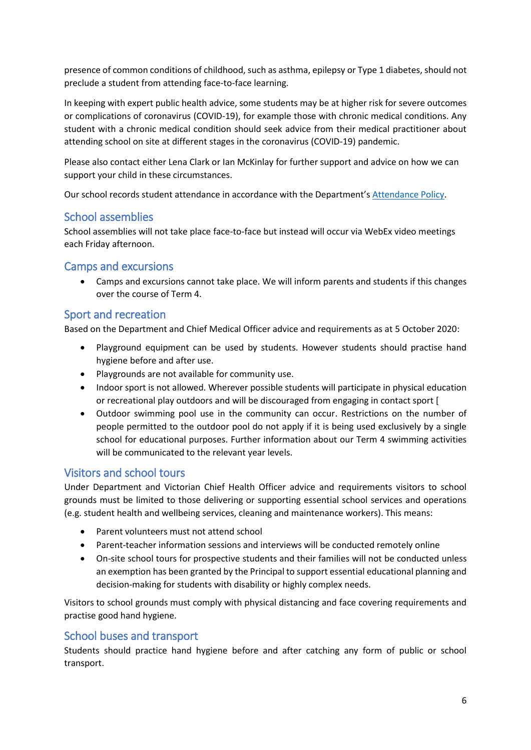presence of common conditions of childhood, such as asthma, epilepsy or Type 1 diabetes, should not preclude a student from attending face-to-face learning.

In keeping with expert public health advice, some students may be at higher risk for severe outcomes or complications of coronavirus (COVID-19), for example those with chronic medical conditions. Any student with a chronic medical condition should seek advice from their medical practitioner about attending school on site at different stages in the coronavirus (COVID-19) pandemic.

Please also contact either Lena Clark or Ian McKinlay for further support and advice on how we can support your child in these circumstances.

Our school records student attendance in accordance with the Department's [Attendance Policy](#).

## School assemblies

School assemblies will not take place face-to-face but instead will occur via WebEx video meetings each Friday afternoon.

## Camps and excursions

- Camps and excursions cannot take place. We will inform parents and students if this changes over the course of Term 4.

## Sport and recreation

Based on the Department and Chief Medical Officer advice and requirements as at 5 October 2020:

- Playground equipment can be used by students. However students should practise hand hygiene before and after use.
- Playgrounds are not available for community use.
- Indoor sport is not allowed. Wherever possible students will participate in physical education or recreational play outdoors and will be discouraged from engaging in contact sport [
- Outdoor swimming pool use in the community can occur. Restrictions on the number of people permitted to the outdoor pool do not apply if it is being used exclusively by a single school for educational purposes. Further information about our Term 4 swimming activities will be communicated to the relevant year levels.

## Visitors and school tours

Under Department and Victorian Chief Health Officer advice and requirements visitors to school grounds must be limited to those delivering or supporting essential school services and operations (e.g. student health and wellbeing services, cleaning and maintenance workers). This means:

- Parent volunteers must not attend school
- Parent-teacher information sessions and interviews will be conducted remotely online
- On-site school tours for prospective students and their families will not be conducted unless an exemption has been granted by the Principal to support essential educational planning and decision-making for students with disability or highly complex needs.

Visitors to school grounds must comply with physical distancing and face covering requirements and practise good hand hygiene.

## School buses and transport

Students should practice hand hygiene before and after catching any form of public or school transport.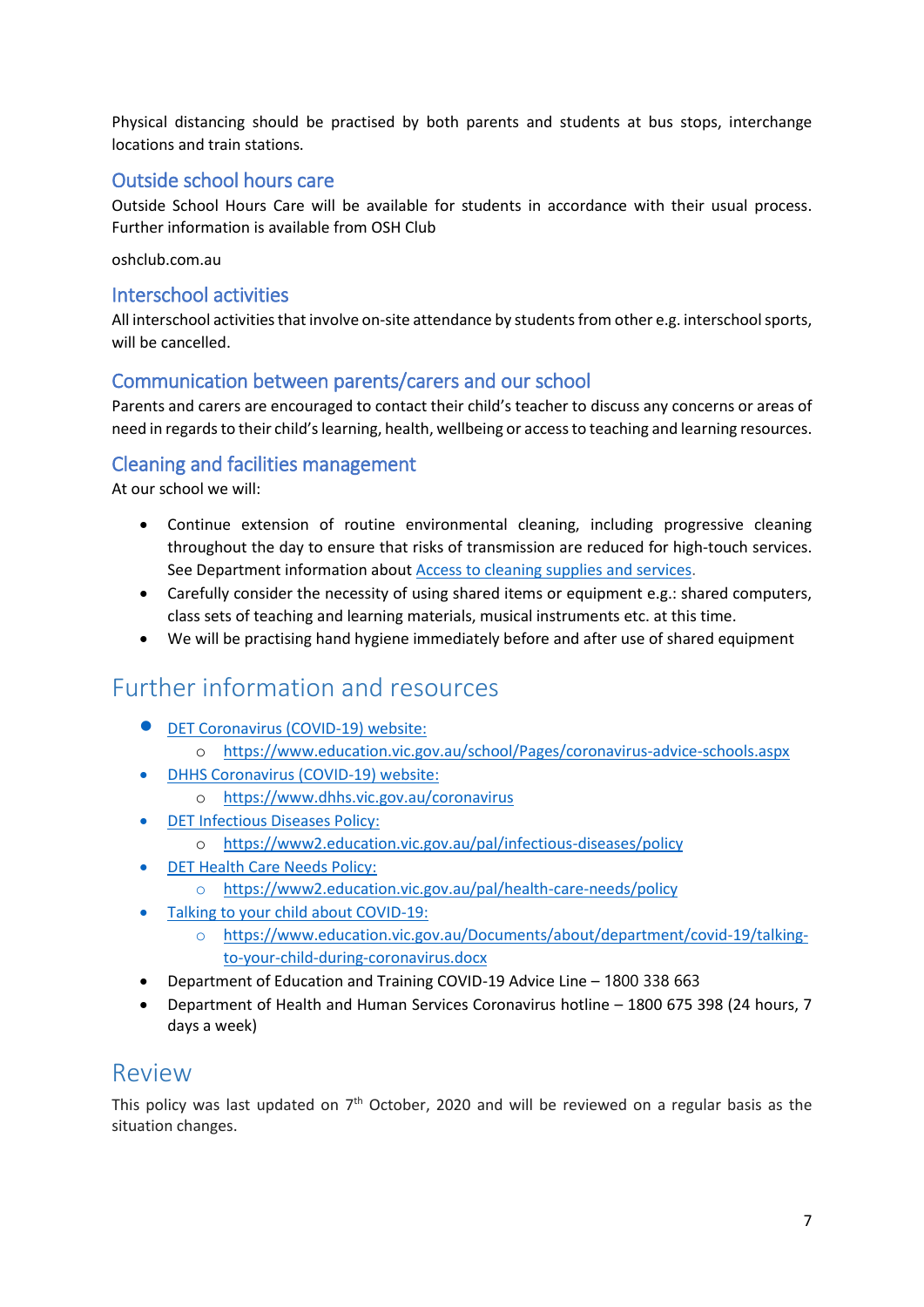Physical distancing should be practised by both parents and students at bus stops, interchange locations and train stations.

### Outside school hours care

Outside School Hours Care will be available for students in accordance with their usual process. Further information is available from OSH Club

oshclub.com.au

### Interschool activities

All interschool activities that involve on-site attendance by students from other e.g. interschool sports, will be cancelled.

### Communication between parents/carers and our school

Parents and carers are encouraged to contact their child's teacher to discuss any concerns or areas of need in regards to their child's learning, health, wellbeing or access to teaching and learning resources.

### Cleaning and facilities management

At our school we will:

- Continue extension of routine environmental cleaning, including progressive cleaning throughout the day to ensure that risks of transmission are reduced for high-touch services. See Department information about Access to cleaning supplies and services.
- Carefully consider the necessity of using shared items or equipment e.g.: shared computers, class sets of teaching and learning materials, musical instruments etc. at this time.
- We will be practising hand hygiene immediately before and after use of shared equipment

## Further information and resources

- DET Coronavirus (COVID-19) website:
  - https://www.education.vic.gov.au/school/Pages/coronavirus-advice-schools.aspx
- DHHS Coronavirus (COVID-19) website:
  - https://www.dhhs.vic.gov.au/coronavirus
- DET Infectious Diseases Policy:
  - https://www2.education.vic.gov.au/pal/infectious-diseases/policy
- DET Health Care Needs Policy:
  - https://www2.education.vic.gov.au/pal/health-care-needs/policy
- Talking to your child about COVID-19:
  - https://www.education.vic.gov.au/Documents/about/department/covid-19/talking-to-your-child-during-coronavirus.docx
- Department of Education and Training COVID-19 Advice Line – 1800 338 663
- Department of Health and Human Services Coronavirus hotline – 1800 675 398 (24 hours, 7 days a week)

## Review

This policy was last updated on 7th October, 2020 and will be reviewed on a regular basis as the situation changes.